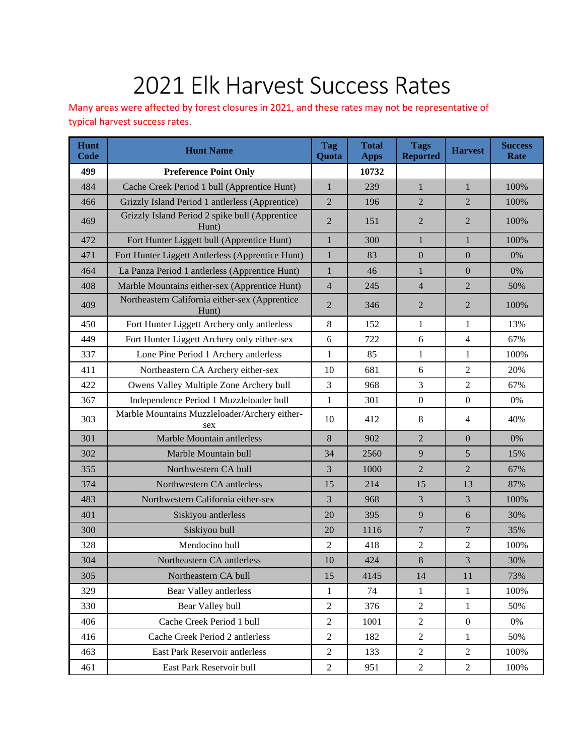# 2021 Elk Harvest Success Rates

Many areas were affected by forest closures in 2021, and these rates may not be representative of typical harvest success rates.

| Hunt Code | Hunt Name | Tag Quota | Total Apps | Tags Reported | Harvest | Success Rate |
|---|---|---|---|---|---|---|
| **499** | **Preference Point Only** | | **10732** | | | |
| 484 | Cache Creek Period 1 bull (Apprentice Hunt) | 1 | 239 | 1 | 1 | 100% |
| 466 | Grizzly Island Period 1 antlerless (Apprentice) | 2 | 196 | 2 | 2 | 100% |
| 469 | Grizzly Island Period 2 spike bull (Apprentice Hunt) | 2 | 151 | 2 | 2 | 100% |
| 472 | Fort Hunter Liggett bull (Apprentice Hunt) | 1 | 300 | 1 | 1 | 100% |
| 471 | Fort Hunter Liggett Antlerless (Apprentice Hunt) | 1 | 83 | 0 | 0 | 0% |
| 464 | La Panza Period 1 antlerless (Apprentice Hunt) | 1 | 46 | 1 | 0 | 0% |
| 408 | Marble Mountains either-sex (Apprentice Hunt) | 4 | 245 | 4 | 2 | 50% |
| 409 | Northeastern California either-sex (Apprentice Hunt) | 2 | 346 | 2 | 2 | 100% |
| 450 | Fort Hunter Liggett Archery only antlerless | 8 | 152 | 1 | 1 | 13% |
| 449 | Fort Hunter Liggett Archery only either-sex | 6 | 722 | 6 | 4 | 67% |
| 337 | Lone Pine Period 1 Archery antlerless | 1 | 85 | 1 | 1 | 100% |
| 411 | Northeastern CA Archery either-sex | 10 | 681 | 6 | 2 | 20% |
| 422 | Owens Valley Multiple Zone Archery bull | 3 | 968 | 3 | 2 | 67% |
| 367 | Independence Period 1 Muzzleloader bull | 1 | 301 | 0 | 0 | 0% |
| 303 | Marble Mountains Muzzleloader/Archery either-sex | 10 | 412 | 8 | 4 | 40% |
| 301 | Marble Mountain antlerless | 8 | 902 | 2 | 0 | 0% |
| 302 | Marble Mountain bull | 34 | 2560 | 9 | 5 | 15% |
| 355 | Northwestern CA bull | 3 | 1000 | 2 | 2 | 67% |
| 374 | Northwestern CA antlerless | 15 | 214 | 15 | 13 | 87% |
| 483 | Northwestern California either-sex | 3 | 968 | 3 | 3 | 100% |
| 401 | Siskiyou antlerless | 20 | 395 | 9 | 6 | 30% |
| 300 | Siskiyou bull | 20 | 1116 | 7 | 7 | 35% |
| 328 | Mendocino bull | 2 | 418 | 2 | 2 | 100% |
| 304 | Northeastern CA antlerless | 10 | 424 | 8 | 3 | 30% |
| 305 | Northeastern CA bull | 15 | 4145 | 14 | 11 | 73% |
| 329 | Bear Valley antlerless | 1 | 74 | 1 | 1 | 100% |
| 330 | Bear Valley bull | 2 | 376 | 2 | 1 | 50% |
| 406 | Cache Creek Period 1 bull | 2 | 1001 | 2 | 0 | 0% |
| 416 | Cache Creek Period 2 antlerless | 2 | 182 | 2 | 1 | 50% |
| 463 | East Park Reservoir antlerless | 2 | 133 | 2 | 2 | 100% |
| 461 | East Park Reservoir bull | 2 | 951 | 2 | 2 | 100% |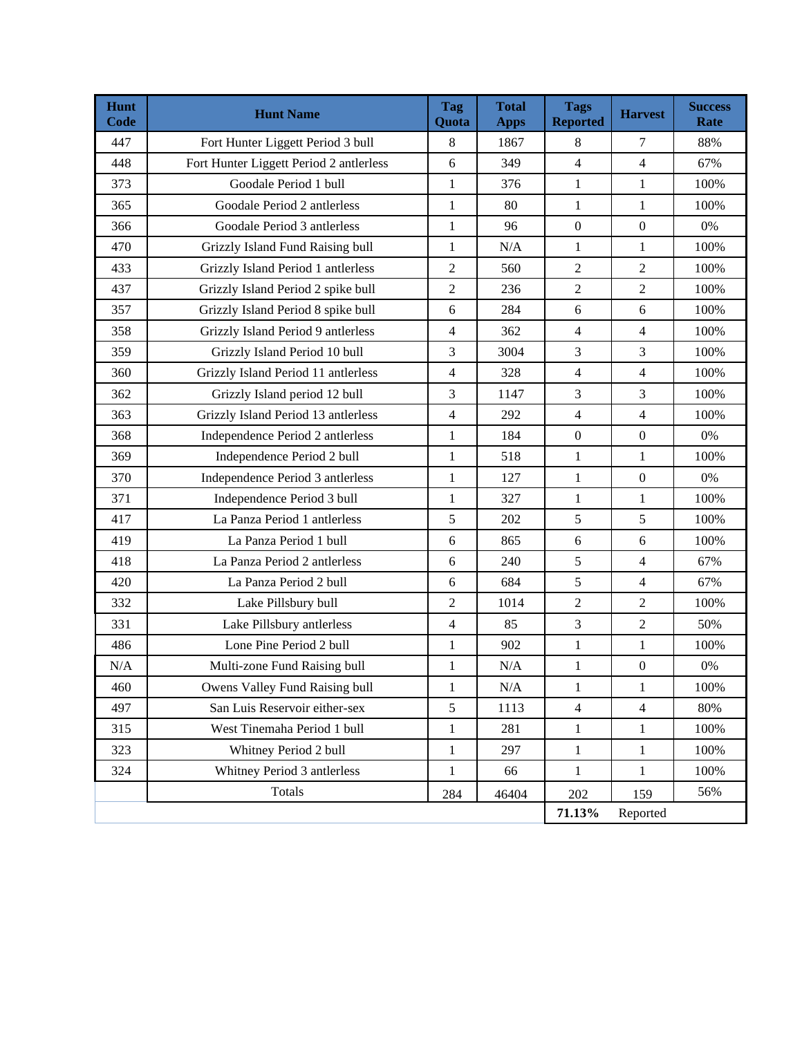| Hunt Code | Hunt Name | Tag Quota | Total Apps | Tags Reported | Harvest | Success Rate |
|---|---|---|---|---|---|---|
| 447 | Fort Hunter Liggett Period 3 bull | 8 | 1867 | 8 | 7 | 88% |
| 448 | Fort Hunter Liggett Period 2 antlerless | 6 | 349 | 4 | 4 | 67% |
| 373 | Goodale Period 1 bull | 1 | 376 | 1 | 1 | 100% |
| 365 | Goodale Period 2 antlerless | 1 | 80 | 1 | 1 | 100% |
| 366 | Goodale Period 3 antlerless | 1 | 96 | 0 | 0 | 0% |
| 470 | Grizzly Island Fund Raising bull | 1 | N/A | 1 | 1 | 100% |
| 433 | Grizzly Island Period 1 antlerless | 2 | 560 | 2 | 2 | 100% |
| 437 | Grizzly Island Period 2 spike bull | 2 | 236 | 2 | 2 | 100% |
| 357 | Grizzly Island Period 8 spike bull | 6 | 284 | 6 | 6 | 100% |
| 358 | Grizzly Island Period 9 antlerless | 4 | 362 | 4 | 4 | 100% |
| 359 | Grizzly Island Period 10 bull | 3 | 3004 | 3 | 3 | 100% |
| 360 | Grizzly Island Period 11 antlerless | 4 | 328 | 4 | 4 | 100% |
| 362 | Grizzly Island period 12 bull | 3 | 1147 | 3 | 3 | 100% |
| 363 | Grizzly Island Period 13 antlerless | 4 | 292 | 4 | 4 | 100% |
| 368 | Independence Period 2 antlerless | 1 | 184 | 0 | 0 | 0% |
| 369 | Independence Period 2 bull | 1 | 518 | 1 | 1 | 100% |
| 370 | Independence Period 3 antlerless | 1 | 127 | 1 | 0 | 0% |
| 371 | Independence Period 3 bull | 1 | 327 | 1 | 1 | 100% |
| 417 | La Panza Period 1 antlerless | 5 | 202 | 5 | 5 | 100% |
| 419 | La Panza Period 1 bull | 6 | 865 | 6 | 6 | 100% |
| 418 | La Panza Period 2 antlerless | 6 | 240 | 5 | 4 | 67% |
| 420 | La Panza Period 2 bull | 6 | 684 | 5 | 4 | 67% |
| 332 | Lake Pillsbury bull | 2 | 1014 | 2 | 2 | 100% |
| 331 | Lake Pillsbury antlerless | 4 | 85 | 3 | 2 | 50% |
| 486 | Lone Pine Period 2 bull | 1 | 902 | 1 | 1 | 100% |
| N/A | Multi-zone Fund Raising bull | 1 | N/A | 1 | 0 | 0% |
| 460 | Owens Valley Fund Raising bull | 1 | N/A | 1 | 1 | 100% |
| 497 | San Luis Reservoir either-sex | 5 | 1113 | 4 | 4 | 80% |
| 315 | West Tinemaha Period 1 bull | 1 | 281 | 1 | 1 | 100% |
| 323 | Whitney Period 2 bull | 1 | 297 | 1 | 1 | 100% |
| 324 | Whitney Period 3 antlerless | 1 | 66 | 1 | 1 | 100% |
| | Totals | 284 | 46404 | 202 | 159 | 56% |
| | | | | **71.13%** | Reported | |